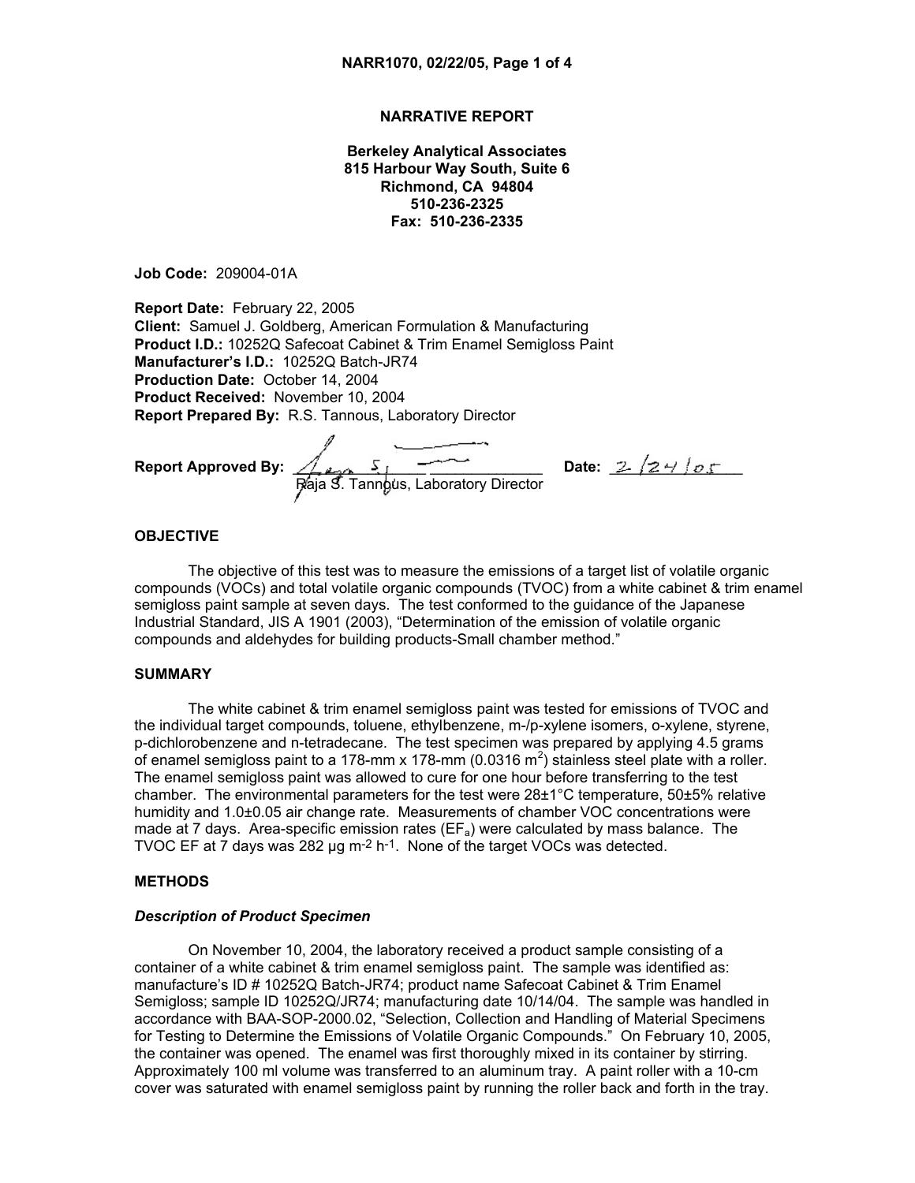## NARRATIVE REPORT

**Berkeley Analytical Associates**
**815 Harbour Way South, Suite 6**
**Richmond, CA 94804**
**510-236-2325**
**Fax: 510-236-2335**

**Job Code:** 209004-01A

**Report Date:** February 22, 2005
**Client:** Samuel J. Goldberg, American Formulation & Manufacturing
**Product I.D.:** 10252Q Safecoat Cabinet & Trim Enamel Semigloss Paint
**Manufacturer's I.D.:** 10252Q Batch-JR74
**Production Date:** October 14, 2004
**Product Received:** November 10, 2004
**Report Prepared By:** R.S. Tannous, Laboratory Director

**Report Approved By:** Raja S. Tannous, Laboratory Director **Date:** 2/24/05

### OBJECTIVE

The objective of this test was to measure the emissions of a target list of volatile organic compounds (VOCs) and total volatile organic compounds (TVOC) from a white cabinet & trim enamel semigloss paint sample at seven days. The test conformed to the guidance of the Japanese Industrial Standard, JIS A 1901 (2003), "Determination of the emission of volatile organic compounds and aldehydes for building products-Small chamber method."

### SUMMARY

The white cabinet & trim enamel semigloss paint was tested for emissions of TVOC and the individual target compounds, toluene, ethylbenzene, m-/p-xylene isomers, o-xylene, styrene, p-dichlorobenzene and n-tetradecane. The test specimen was prepared by applying 4.5 grams of enamel semigloss paint to a 178-mm x 178-mm (0.0316 $m^2$) stainless steel plate with a roller. The enamel semigloss paint was allowed to cure for one hour before transferring to the test chamber. The environmental parameters for the test were 28±1°C temperature, 50±5% relative humidity and 1.0±0.05 air change rate. Measurements of chamber VOC concentrations were made at 7 days. Area-specific emission rates ($EF_a$) were calculated by mass balance. The TVOC EF at 7 days was 282 µg $m^{-2}$ $h^{-1}$. None of the target VOCs was detected.

### METHODS

#### *Description of Product Specimen*

On November 10, 2004, the laboratory received a product sample consisting of a container of a white cabinet & trim enamel semigloss paint. The sample was identified as: manufacture's ID # 10252Q Batch-JR74; product name Safecoat Cabinet & Trim Enamel Semigloss; sample ID 10252Q/JR74; manufacturing date 10/14/04. The sample was handled in accordance with BAA-SOP-2000.02, "Selection, Collection and Handling of Material Specimens for Testing to Determine the Emissions of Volatile Organic Compounds." On February 10, 2005, the container was opened. The enamel was first thoroughly mixed in its container by stirring. Approximately 100 ml volume was transferred to an aluminum tray. A paint roller with a 10-cm cover was saturated with enamel semigloss paint by running the roller back and forth in the tray.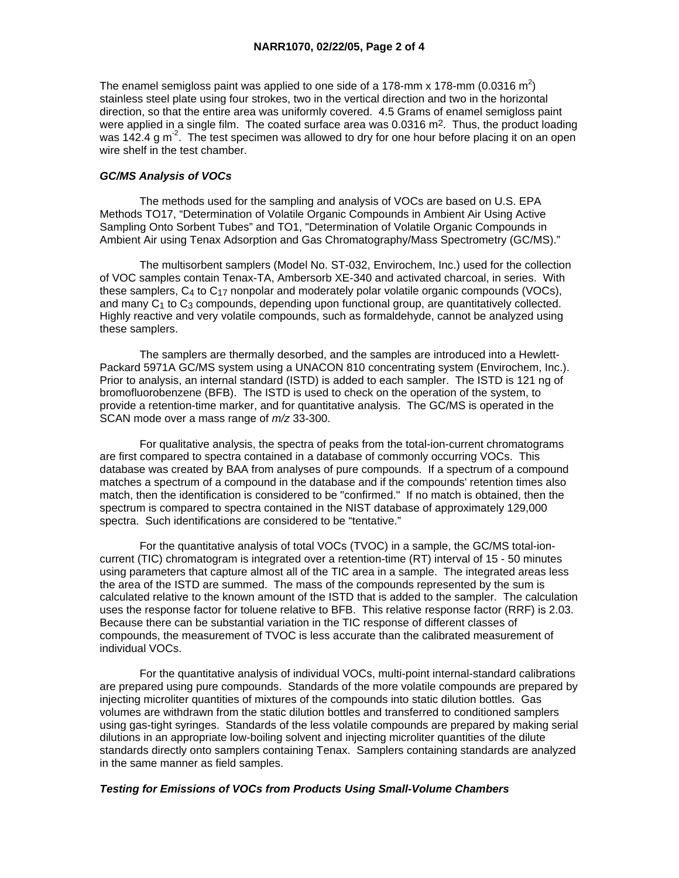The enamel semigloss paint was applied to one side of a 178-mm x 178-mm (0.0316 $m^2$) stainless steel plate using four strokes, two in the vertical direction and two in the horizontal direction, so that the entire area was uniformly covered. 4.5 Grams of enamel semigloss paint were applied in a single film. The coated surface area was 0.0316 $m^2$. Thus, the product loading was 142.4 g $m^{-2}$. The test specimen was allowed to dry for one hour before placing it on an open wire shelf in the test chamber.

### *GC/MS Analysis of VOCs*

The methods used for the sampling and analysis of VOCs are based on U.S. EPA Methods TO17, "Determination of Volatile Organic Compounds in Ambient Air Using Active Sampling Onto Sorbent Tubes" and TO1, "Determination of Volatile Organic Compounds in Ambient Air using Tenax Adsorption and Gas Chromatography/Mass Spectrometry (GC/MS)."

The multisorbent samplers (Model No. ST-032, Envirochem, Inc.) used for the collection of VOC samples contain Tenax-TA, Ambersorb XE-340 and activated charcoal, in series. With these samplers, $C_4$ to $C_{17}$ nonpolar and moderately polar volatile organic compounds (VOCs), and many $C_1$ to $C_3$ compounds, depending upon functional group, are quantitatively collected. Highly reactive and very volatile compounds, such as formaldehyde, cannot be analyzed using these samplers.

The samplers are thermally desorbed, and the samples are introduced into a Hewlett-Packard 5971A GC/MS system using a UNACON 810 concentrating system (Envirochem, Inc.). Prior to analysis, an internal standard (ISTD) is added to each sampler. The ISTD is 121 ng of bromofluorobenzene (BFB). The ISTD is used to check on the operation of the system, to provide a retention-time marker, and for quantitative analysis. The GC/MS is operated in the SCAN mode over a mass range of $m/z$ 33-300.

For qualitative analysis, the spectra of peaks from the total-ion-current chromatograms are first compared to spectra contained in a database of commonly occurring VOCs. This database was created by BAA from analyses of pure compounds. If a spectrum of a compound matches a spectrum of a compound in the database and if the compounds' retention times also match, then the identification is considered to be "confirmed." If no match is obtained, then the spectrum is compared to spectra contained in the NIST database of approximately 129,000 spectra. Such identifications are considered to be "tentative."

For the quantitative analysis of total VOCs (TVOC) in a sample, the GC/MS total-ion-current (TIC) chromatogram is integrated over a retention-time (RT) interval of 15 - 50 minutes using parameters that capture almost all of the TIC area in a sample. The integrated areas less the area of the ISTD are summed. The mass of the compounds represented by the sum is calculated relative to the known amount of the ISTD that is added to the sampler. The calculation uses the response factor for toluene relative to BFB. This relative response factor (RRF) is 2.03. Because there can be substantial variation in the TIC response of different classes of compounds, the measurement of TVOC is less accurate than the calibrated measurement of individual VOCs.

For the quantitative analysis of individual VOCs, multi-point internal-standard calibrations are prepared using pure compounds. Standards of the more volatile compounds are prepared by injecting microliter quantities of mixtures of the compounds into static dilution bottles. Gas volumes are withdrawn from the static dilution bottles and transferred to conditioned samplers using gas-tight syringes. Standards of the less volatile compounds are prepared by making serial dilutions in an appropriate low-boiling solvent and injecting microliter quantities of the dilute standards directly onto samplers containing Tenax. Samplers containing standards are analyzed in the same manner as field samples.

### *Testing for Emissions of VOCs from Products Using Small-Volume Chambers*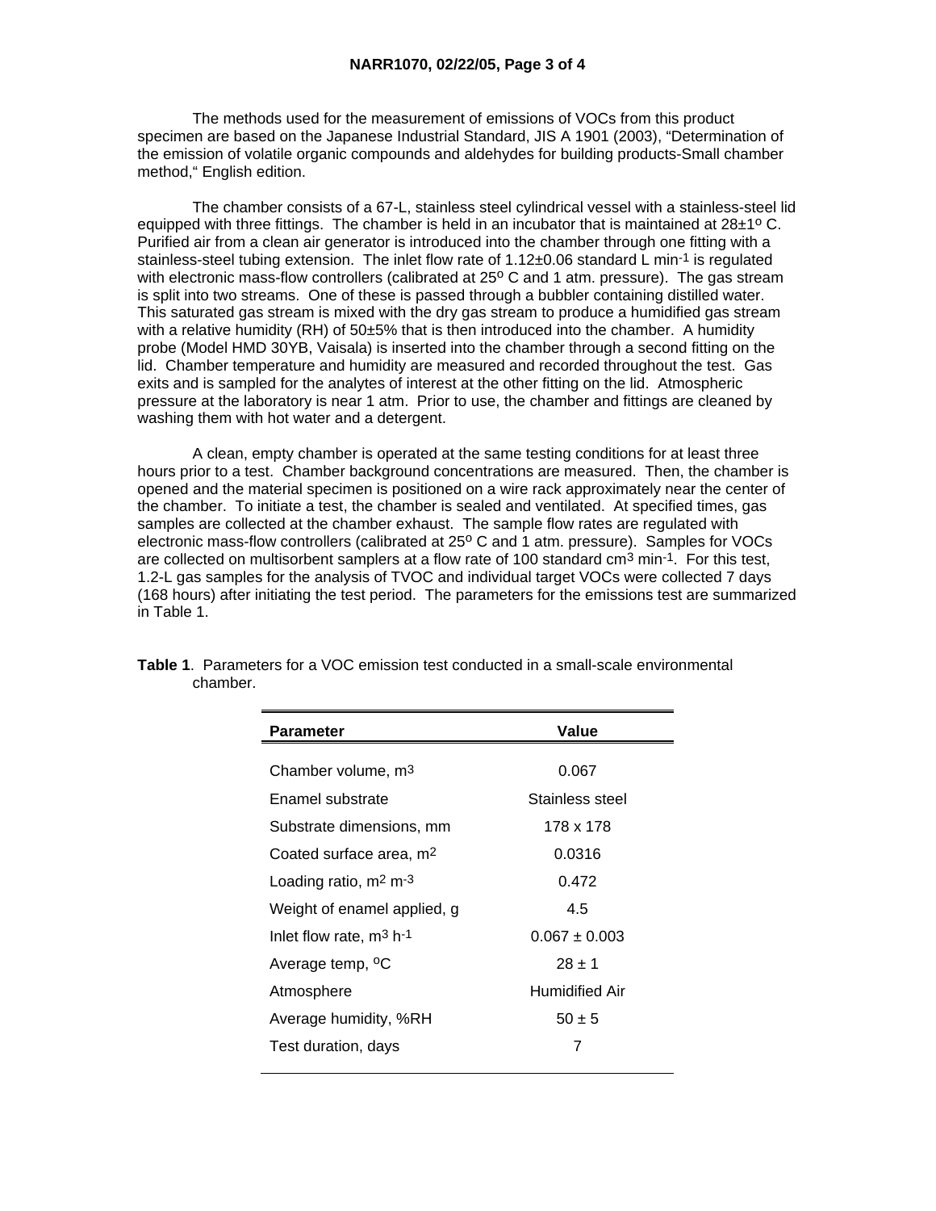The methods used for the measurement of emissions of VOCs from this product specimen are based on the Japanese Industrial Standard, JIS A 1901 (2003), "Determination of the emission of volatile organic compounds and aldehydes for building products-Small chamber method," English edition.

The chamber consists of a 67-L, stainless steel cylindrical vessel with a stainless-steel lid equipped with three fittings. The chamber is held in an incubator that is maintained at 28±1º C. Purified air from a clean air generator is introduced into the chamber through one fitting with a stainless-steel tubing extension. The inlet flow rate of 1.12±0.06 standard L $min^{-1}$ is regulated with electronic mass-flow controllers (calibrated at 25º C and 1 atm. pressure). The gas stream is split into two streams. One of these is passed through a bubbler containing distilled water. This saturated gas stream is mixed with the dry gas stream to produce a humidified gas stream with a relative humidity (RH) of 50±5% that is then introduced into the chamber. A humidity probe (Model HMD 30YB, Vaisala) is inserted into the chamber through a second fitting on the lid. Chamber temperature and humidity are measured and recorded throughout the test. Gas exits and is sampled for the analytes of interest at the other fitting on the lid. Atmospheric pressure at the laboratory is near 1 atm. Prior to use, the chamber and fittings are cleaned by washing them with hot water and a detergent.

A clean, empty chamber is operated at the same testing conditions for at least three hours prior to a test. Chamber background concentrations are measured. Then, the chamber is opened and the material specimen is positioned on a wire rack approximately near the center of the chamber. To initiate a test, the chamber is sealed and ventilated. At specified times, gas samples are collected at the chamber exhaust. The sample flow rates are regulated with electronic mass-flow controllers (calibrated at 25º C and 1 atm. pressure). Samples for VOCs are collected on multisorbent samplers at a flow rate of 100 standard $cm^3$ $min^{-1}$. For this test, 1.2-L gas samples for the analysis of TVOC and individual target VOCs were collected 7 days (168 hours) after initiating the test period. The parameters for the emissions test are summarized in Table 1.

**Table 1**. Parameters for a VOC emission test conducted in a small-scale environmental chamber.

| Parameter | Value |
|---|---|
| Chamber volume, $m^3$ | 0.067 |
| Enamel substrate | Stainless steel |
| Substrate dimensions, mm | 178 x 178 |
| Coated surface area, $m^2$ | 0.0316 |
| Loading ratio, $m^2$ $m^{-3}$ | 0.472 |
| Weight of enamel applied, g | 4.5 |
| Inlet flow rate, $m^3$ $h^{-1}$ | 0.067 ± 0.003 |
| Average temp, ºC | 28 ± 1 |
| Atmosphere | Humidified Air |
| Average humidity, %RH | 50 ± 5 |
| Test duration, days | 7 |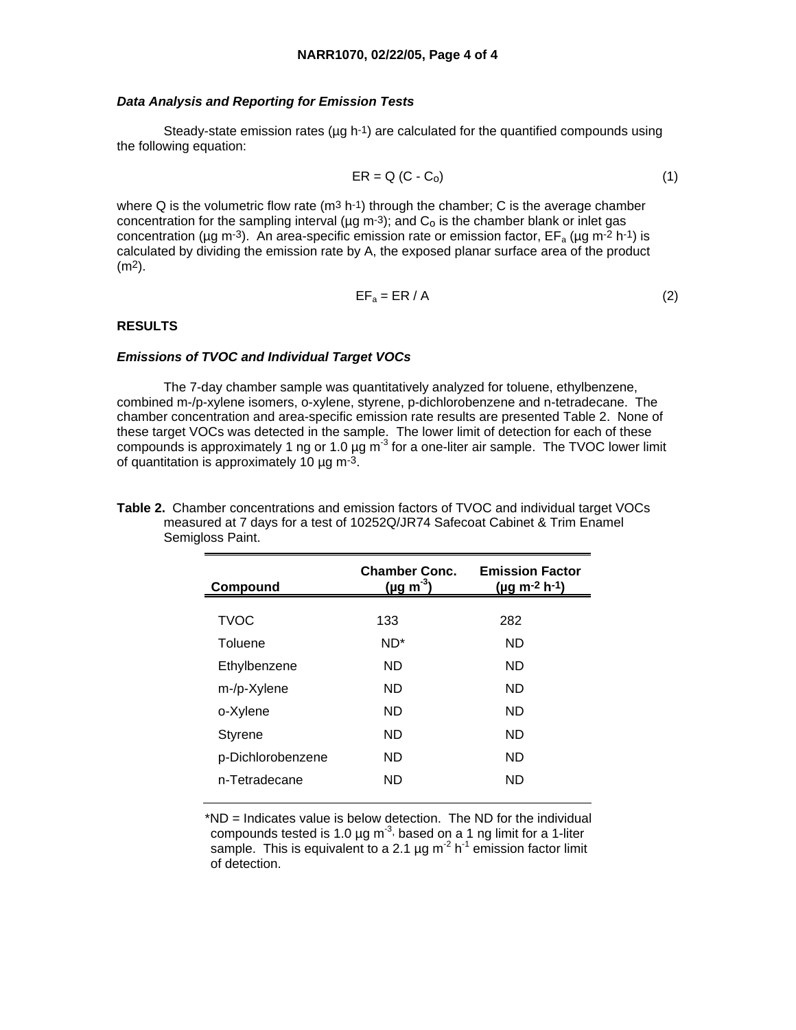### *Data Analysis and Reporting for Emission Tests*

Steady-state emission rates (µg $h^{-1}$) are calculated for the quantified compounds using the following equation:

$$ER = Q\,(C - C_o) \qquad (1)$$

where Q is the volumetric flow rate ($m^3$ $h^{-1}$) through the chamber; C is the average chamber concentration for the sampling interval (µg $m^{-3}$); and $C_o$ is the chamber blank or inlet gas concentration (µg $m^{-3}$). An area-specific emission rate or emission factor, $EF_a$ (µg $m^{-2}$ $h^{-1}$) is calculated by dividing the emission rate by A, the exposed planar surface area of the product ($m^2$).

$$EF_a = ER / A \qquad (2)$$

## RESULTS

### *Emissions of TVOC and Individual Target VOCs*

The 7-day chamber sample was quantitatively analyzed for toluene, ethylbenzene, combined m-/p-xylene isomers, o-xylene, styrene, p-dichlorobenzene and n-tetradecane. The chamber concentration and area-specific emission rate results are presented Table 2. None of these target VOCs was detected in the sample. The lower limit of detection for each of these compounds is approximately 1 ng or 1.0 µg $m^{-3}$ for a one-liter air sample. The TVOC lower limit of quantitation is approximately 10 µg $m^{-3}$.

**Table 2.** Chamber concentrations and emission factors of TVOC and individual target VOCs measured at 7 days for a test of 10252Q/JR74 Safecoat Cabinet & Trim Enamel Semigloss Paint.

| Compound | Chamber Conc. (µg $m^{-3}$) | Emission Factor (µg $m^{-2}$ $h^{-1}$) |
|---|---|---|
| TVOC | 133 | 282 |
| Toluene | ND* | ND |
| Ethylbenzene | ND | ND |
| m-/p-Xylene | ND | ND |
| o-Xylene | ND | ND |
| Styrene | ND | ND |
| p-Dichlorobenzene | ND | ND |
| n-Tetradecane | ND | ND |

*ND = Indicates value is below detection. The ND for the individual compounds tested is 1.0 µg $m^{-3}$, based on a 1 ng limit for a 1-liter sample. This is equivalent to a 2.1 µg $m^{-2}$ $h^{-1}$ emission factor limit of detection.